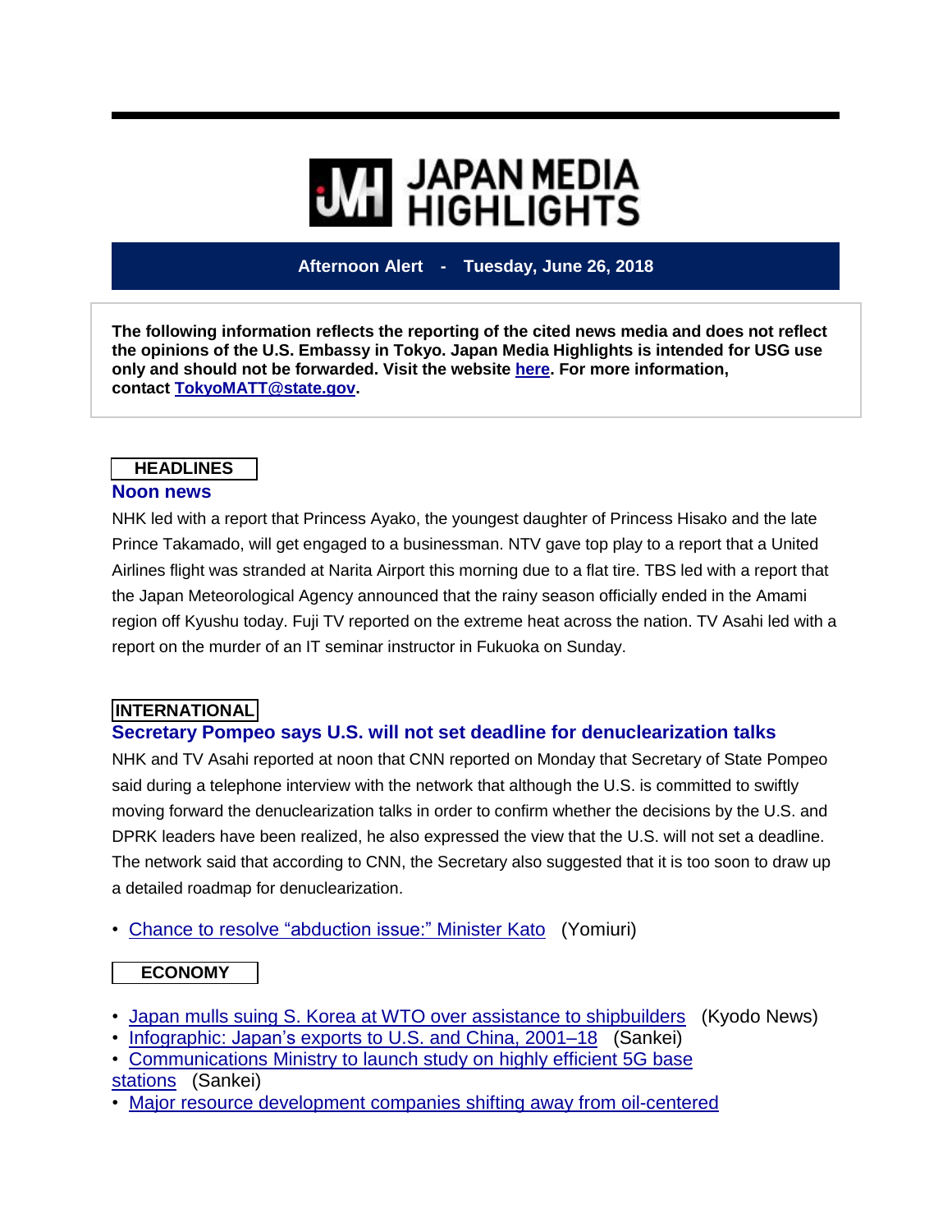# JAPAN MEDIA HIGHLIGHTS

**Afternoon Alert - Tuesday, June 26, 2018**

**The following information reflects the reporting of the cited news media and does not reflect the opinions of the U.S. Embassy in Tokyo. Japan Media Highlights is intended for USG use only and should not be forwarded. Visit the website here. For more information, contact TokyoMATT@state.gov.**

## HEADLINES

### Noon news

NHK led with a report that Princess Ayako, the youngest daughter of Princess Hisako and the late Prince Takamado, will get engaged to a businessman. NTV gave top play to a report that a United Airlines flight was stranded at Narita Airport this morning due to a flat tire. TBS led with a report that the Japan Meteorological Agency announced that the rainy season officially ended in the Amami region off Kyushu today. Fuji TV reported on the extreme heat across the nation. TV Asahi led with a report on the murder of an IT seminar instructor in Fukuoka on Sunday.

## INTERNATIONAL

### Secretary Pompeo says U.S. will not set deadline for denuclearization talks

NHK and TV Asahi reported at noon that CNN reported on Monday that Secretary of State Pompeo said during a telephone interview with the network that although the U.S. is committed to swiftly moving forward the denuclearization talks in order to confirm whether the decisions by the U.S. and DPRK leaders have been realized, he also expressed the view that the U.S. will not set a deadline. The network said that according to CNN, the Secretary also suggested that it is too soon to draw up a detailed roadmap for denuclearization.

- Chance to resolve "abduction issue:" Minister Kato (Yomiuri)

## ECONOMY

- Japan mulls suing S. Korea at WTO over assistance to shipbuilders (Kyodo News)
- Infographic: Japan's exports to U.S. and China, 2001–18 (Sankei)
- Communications Ministry to launch study on highly efficient 5G base stations (Sankei)
- Major resource development companies shifting away from oil-centered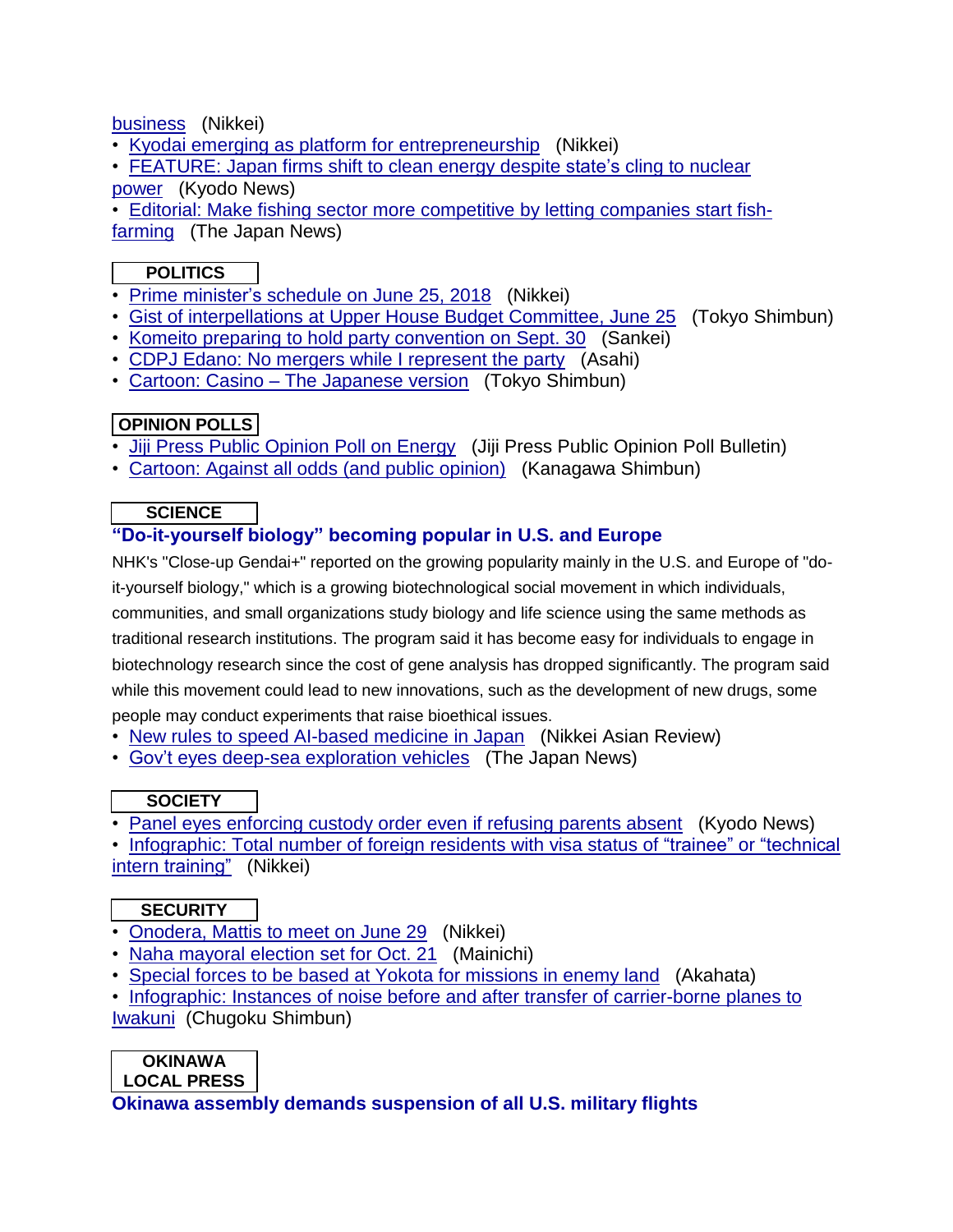business (Nikkei)

- Kyodai emerging as platform for entrepreneurship (Nikkei)
- FEATURE: Japan firms shift to clean energy despite state's cling to nuclear power (Kyodo News)
- Editorial: Make fishing sector more competitive by letting companies start fish-farming (The Japan News)

## POLITICS

- Prime minister's schedule on June 25, 2018 (Nikkei)
- Gist of interpellations at Upper House Budget Committee, June 25 (Tokyo Shimbun)
- Komeito preparing to hold party convention on Sept. 30 (Sankei)
- CDPJ Edano: No mergers while I represent the party (Asahi)
- Cartoon: Casino – The Japanese version (Tokyo Shimbun)

## OPINION POLLS

- Jiji Press Public Opinion Poll on Energy (Jiji Press Public Opinion Poll Bulletin)
- Cartoon: Against all odds (and public opinion) (Kanagawa Shimbun)

## SCIENCE

### "Do-it-yourself biology" becoming popular in U.S. and Europe

NHK's "Close-up Gendai+" reported on the growing popularity mainly in the U.S. and Europe of "do-it-yourself biology," which is a growing biotechnological social movement in which individuals, communities, and small organizations study biology and life science using the same methods as traditional research institutions. The program said it has become easy for individuals to engage in biotechnology research since the cost of gene analysis has dropped significantly. The program said while this movement could lead to new innovations, such as the development of new drugs, some people may conduct experiments that raise bioethical issues.

- New rules to speed AI-based medicine in Japan (Nikkei Asian Review)
- Gov't eyes deep-sea exploration vehicles (The Japan News)

## SOCIETY

- Panel eyes enforcing custody order even if refusing parents absent (Kyodo News)
- Infographic: Total number of foreign residents with visa status of "trainee" or "technical intern training" (Nikkei)

## SECURITY

- Onodera, Mattis to meet on June 29 (Nikkei)
- Naha mayoral election set for Oct. 21 (Mainichi)
- Special forces to be based at Yokota for missions in enemy land (Akahata)
- Infographic: Instances of noise before and after transfer of carrier-borne planes to Iwakuni (Chugoku Shimbun)

## OKINAWA LOCAL PRESS

### Okinawa assembly demands suspension of all U.S. military flights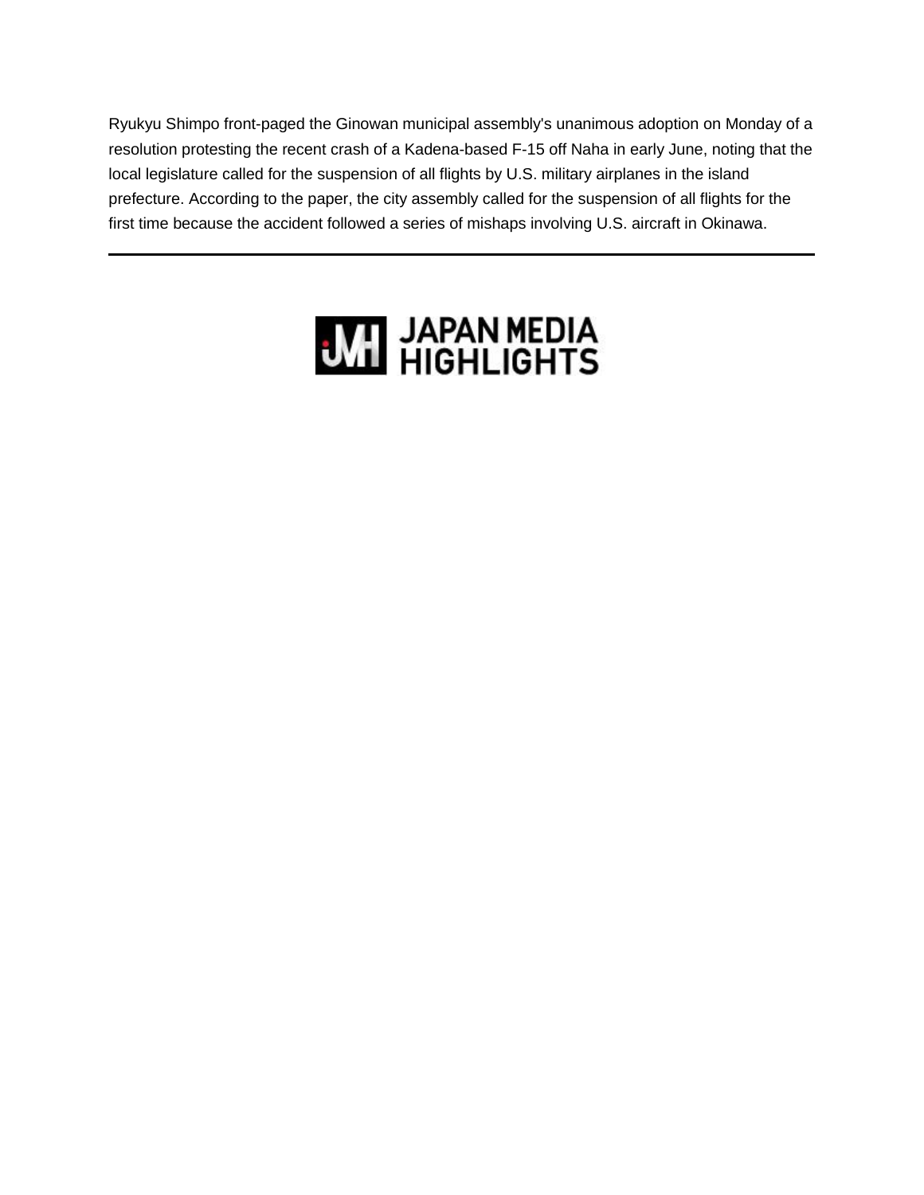Ryukyu Shimpo front-paged the Ginowan municipal assembly's unanimous adoption on Monday of a resolution protesting the recent crash of a Kadena-based F-15 off Naha in early June, noting that the local legislature called for the suspension of all flights by U.S. military airplanes in the island prefecture. According to the paper, the city assembly called for the suspension of all flights for the first time because the accident followed a series of mishaps involving U.S. aircraft in Okinawa.

---

JAPAN MEDIA HIGHLIGHTS